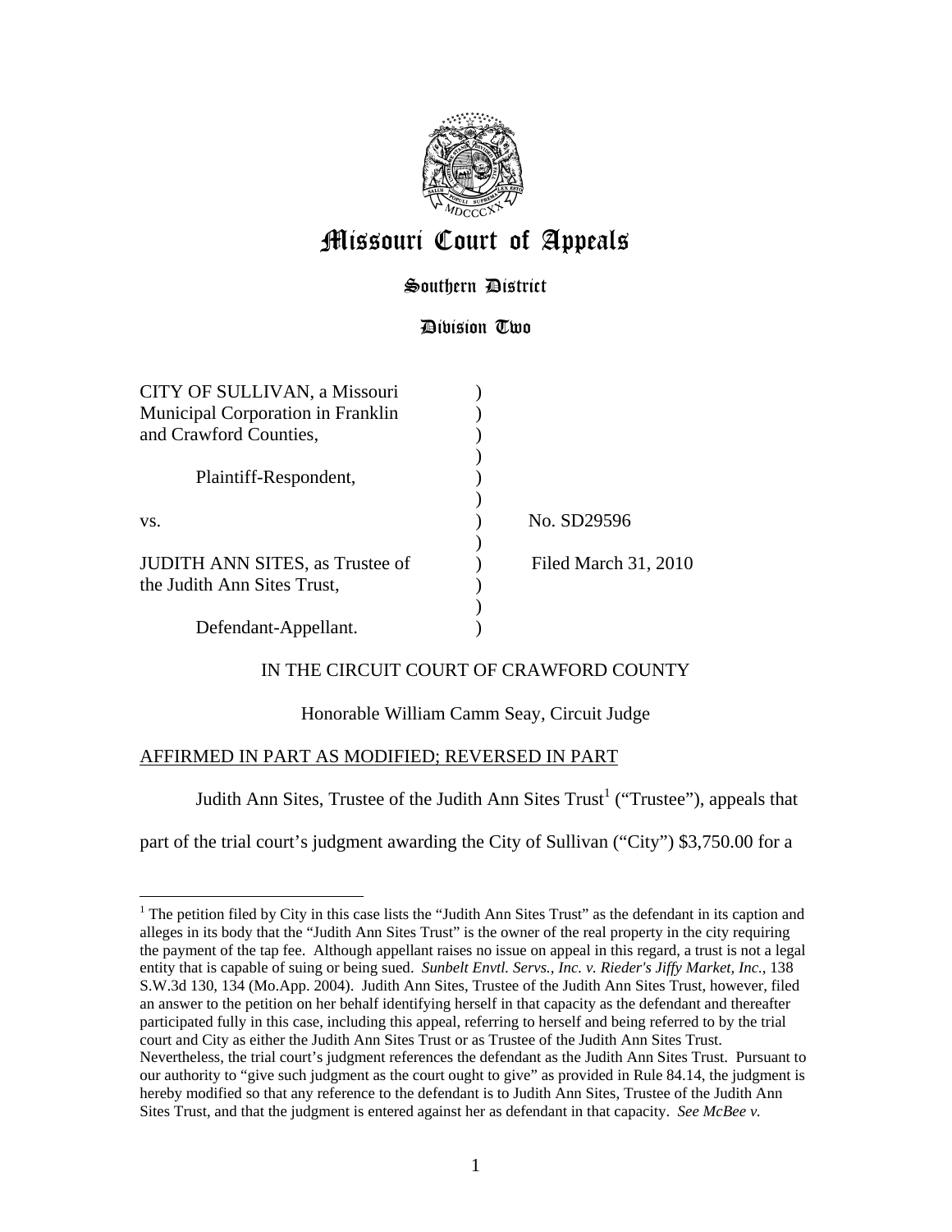# Missouri Court of Appeals

## Southern District

### Division Two

CITY OF SULLIVAN, a Missouri Municipal Corporation in Franklin and Crawford Counties,

Plaintiff-Respondent,

vs.

JUDITH ANN SITES, as Trustee of the Judith Ann Sites Trust,

Defendant-Appellant.

No. SD29596

Filed March 31, 2010

IN THE CIRCUIT COURT OF CRAWFORD COUNTY

Honorable William Camm Seay, Circuit Judge

AFFIRMED IN PART AS MODIFIED; REVERSED IN PART

Judith Ann Sites, Trustee of the Judith Ann Sites Trust[1] ("Trustee"), appeals that part of the trial court's judgment awarding the City of Sullivan ("City") $3,750.00 for a

---

[1] The petition filed by City in this case lists the "Judith Ann Sites Trust" as the defendant in its caption and alleges in its body that the "Judith Ann Sites Trust" is the owner of the real property in the city requiring the payment of the tap fee. Although appellant raises no issue on appeal in this regard, a trust is not a legal entity that is capable of suing or being sued. *Sunbelt Envtl. Servs., Inc. v. Rieder's Jiffy Market, Inc.*, 138 S.W.3d 130, 134 (Mo.App. 2004). Judith Ann Sites, Trustee of the Judith Ann Sites Trust, however, filed an answer to the petition on her behalf identifying herself in that capacity as the defendant and thereafter participated fully in this case, including this appeal, referring to herself and being referred to by the trial court and City as either the Judith Ann Sites Trust or as Trustee of the Judith Ann Sites Trust. Nevertheless, the trial court's judgment references the defendant as the Judith Ann Sites Trust. Pursuant to our authority to "give such judgment as the court ought to give" as provided in Rule 84.14, the judgment is hereby modified so that any reference to the defendant is to Judith Ann Sites, Trustee of the Judith Ann Sites Trust, and that the judgment is entered against her as defendant in that capacity. *See McBee v.*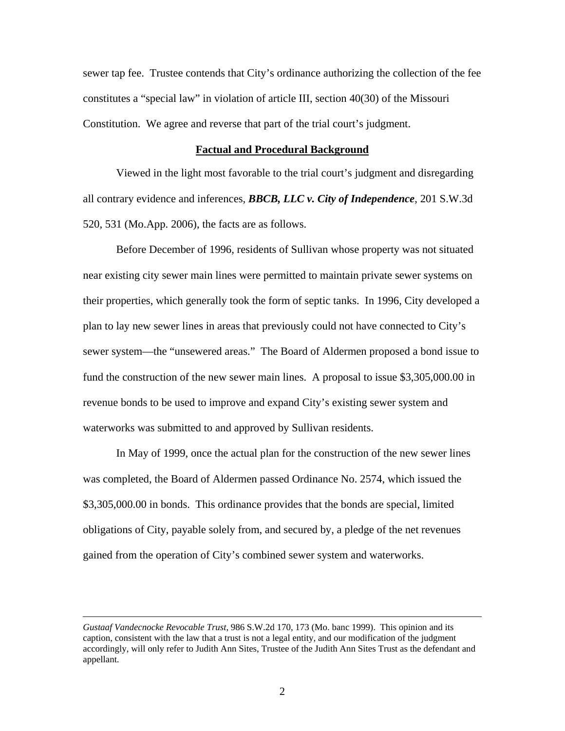sewer tap fee. Trustee contends that City's ordinance authorizing the collection of the fee constitutes a "special law" in violation of article III, section 40(30) of the Missouri Constitution. We agree and reverse that part of the trial court's judgment.

## Factual and Procedural Background

Viewed in the light most favorable to the trial court's judgment and disregarding all contrary evidence and inferences, ***BBCB, LLC v. City of Independence***, 201 S.W.3d 520, 531 (Mo.App. 2006), the facts are as follows.

Before December of 1996, residents of Sullivan whose property was not situated near existing city sewer main lines were permitted to maintain private sewer systems on their properties, which generally took the form of septic tanks. In 1996, City developed a plan to lay new sewer lines in areas that previously could not have connected to City's sewer system—the "unsewered areas." The Board of Aldermen proposed a bond issue to fund the construction of the new sewer main lines. A proposal to issue $3,305,000.00 in revenue bonds to be used to improve and expand City's existing sewer system and waterworks was submitted to and approved by Sullivan residents.

In May of 1999, once the actual plan for the construction of the new sewer lines was completed, the Board of Aldermen passed Ordinance No. 2574, which issued the $3,305,000.00 in bonds. This ordinance provides that the bonds are special, limited obligations of City, payable solely from, and secured by, a pledge of the net revenues gained from the operation of City's combined sewer system and waterworks.

---

*Gustaaf Vandecnocke Revocable Trust*, 986 S.W.2d 170, 173 (Mo. banc 1999). This opinion and its caption, consistent with the law that a trust is not a legal entity, and our modification of the judgment accordingly, will only refer to Judith Ann Sites, Trustee of the Judith Ann Sites Trust as the defendant and appellant.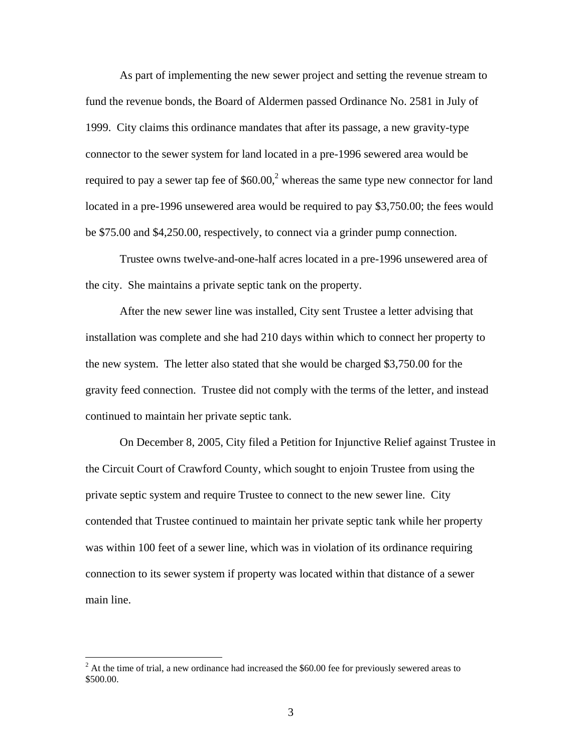As part of implementing the new sewer project and setting the revenue stream to fund the revenue bonds, the Board of Aldermen passed Ordinance No. 2581 in July of 1999. City claims this ordinance mandates that after its passage, a new gravity-type connector to the sewer system for land located in a pre-1996 sewered area would be required to pay a sewer tap fee of $60.00,[2] whereas the same type new connector for land located in a pre-1996 unsewered area would be required to pay $3,750.00; the fees would be $75.00 and $4,250.00, respectively, to connect via a grinder pump connection.

Trustee owns twelve-and-one-half acres located in a pre-1996 unsewered area of the city. She maintains a private septic tank on the property.

After the new sewer line was installed, City sent Trustee a letter advising that installation was complete and she had 210 days within which to connect her property to the new system. The letter also stated that she would be charged $3,750.00 for the gravity feed connection. Trustee did not comply with the terms of the letter, and instead continued to maintain her private septic tank.

On December 8, 2005, City filed a Petition for Injunctive Relief against Trustee in the Circuit Court of Crawford County, which sought to enjoin Trustee from using the private septic system and require Trustee to connect to the new sewer line. City contended that Trustee continued to maintain her private septic tank while her property was within 100 feet of a sewer line, which was in violation of its ordinance requiring connection to its sewer system if property was located within that distance of a sewer main line.

---

[2] At the time of trial, a new ordinance had increased the $60.00 fee for previously sewered areas to $500.00.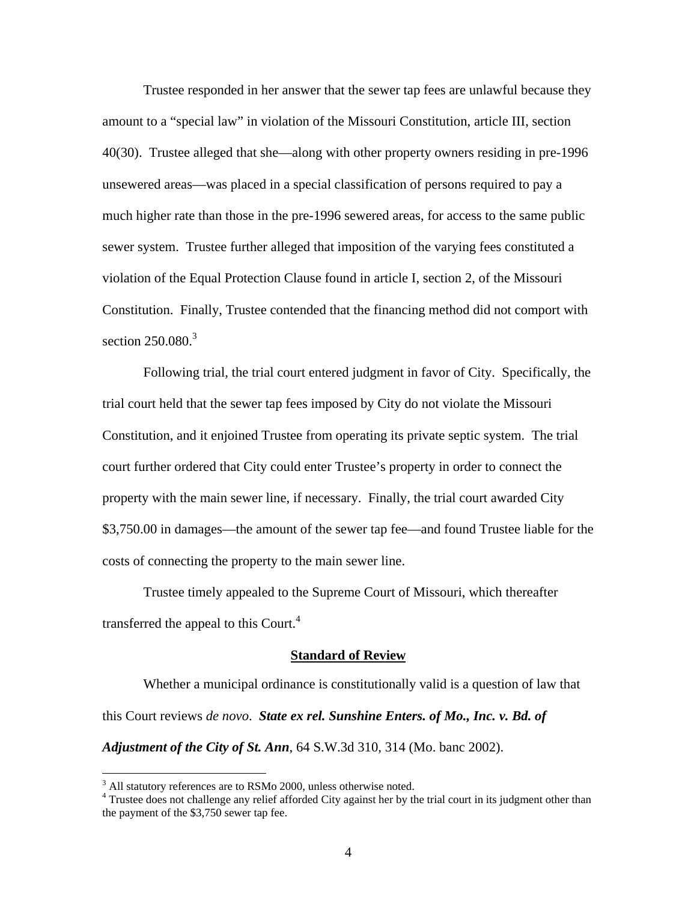Trustee responded in her answer that the sewer tap fees are unlawful because they amount to a "special law" in violation of the Missouri Constitution, article III, section 40(30). Trustee alleged that she—along with other property owners residing in pre-1996 unsewered areas—was placed in a special classification of persons required to pay a much higher rate than those in the pre-1996 sewered areas, for access to the same public sewer system. Trustee further alleged that imposition of the varying fees constituted a violation of the Equal Protection Clause found in article I, section 2, of the Missouri Constitution. Finally, Trustee contended that the financing method did not comport with section 250.080.[3]

Following trial, the trial court entered judgment in favor of City. Specifically, the trial court held that the sewer tap fees imposed by City do not violate the Missouri Constitution, and it enjoined Trustee from operating its private septic system. The trial court further ordered that City could enter Trustee's property in order to connect the property with the main sewer line, if necessary. Finally, the trial court awarded City $3,750.00 in damages—the amount of the sewer tap fee—and found Trustee liable for the costs of connecting the property to the main sewer line.

Trustee timely appealed to the Supreme Court of Missouri, which thereafter transferred the appeal to this Court.[4]

## Standard of Review

Whether a municipal ordinance is constitutionally valid is a question of law that this Court reviews *de novo*. ***State ex rel. Sunshine Enters. of Mo., Inc. v. Bd. of Adjustment of the City of St. Ann***, 64 S.W.3d 310, 314 (Mo. banc 2002).

---

[3] All statutory references are to RSMo 2000, unless otherwise noted.

[4] Trustee does not challenge any relief afforded City against her by the trial court in its judgment other than the payment of the $3,750 sewer tap fee.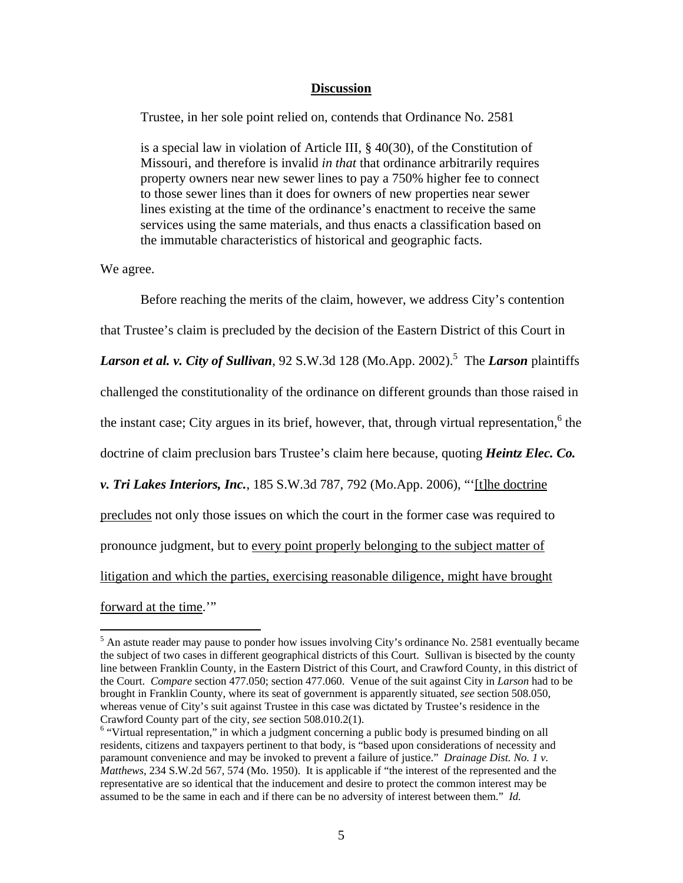## **Discussion**

Trustee, in her sole point relied on, contends that Ordinance No. 2581

> is a special law in violation of Article III, § 40(30), of the Constitution of Missouri, and therefore is invalid *in that* that ordinance arbitrarily requires property owners near new sewer lines to pay a 750% higher fee to connect to those sewer lines than it does for owners of new properties near sewer lines existing at the time of the ordinance's enactment to receive the same services using the same materials, and thus enacts a classification based on the immutable characteristics of historical and geographic facts.

We agree.

Before reaching the merits of the claim, however, we address City's contention that Trustee's claim is precluded by the decision of the Eastern District of this Court in ***Larson et al. v. City of Sullivan***, 92 S.W.3d 128 (Mo.App. 2002).[5] The ***Larson*** plaintiffs challenged the constitutionality of the ordinance on different grounds than those raised in the instant case; City argues in its brief, however, that, through virtual representation,[6] the doctrine of claim preclusion bars Trustee's claim here because, quoting ***Heintz Elec. Co. v. Tri Lakes Interiors, Inc.***, 185 S.W.3d 787, 792 (Mo.App. 2006), "'<u>[t]he doctrine precludes</u> not only those issues on which the court in the former case was required to pronounce judgment, but to <u>every point properly belonging to the subject matter of litigation and which the parties, exercising reasonable diligence, might have brought forward at the time</u>.'"

---

[5] An astute reader may pause to ponder how issues involving City's ordinance No. 2581 eventually became the subject of two cases in different geographical districts of this Court. Sullivan is bisected by the county line between Franklin County, in the Eastern District of this Court, and Crawford County, in this district of the Court. *Compare* section 477.050; section 477.060. Venue of the suit against City in *Larson* had to be brought in Franklin County, where its seat of government is apparently situated, *see* section 508.050, whereas venue of City's suit against Trustee in this case was dictated by Trustee's residence in the Crawford County part of the city, *see* section 508.010.2(1).

[6] "Virtual representation," in which a judgment concerning a public body is presumed binding on all residents, citizens and taxpayers pertinent to that body, is "based upon considerations of necessity and paramount convenience and may be invoked to prevent a failure of justice." *Drainage Dist. No. 1 v. Matthews*, 234 S.W.2d 567, 574 (Mo. 1950). It is applicable if "the interest of the represented and the representative are so identical that the inducement and desire to protect the common interest may be assumed to be the same in each and if there can be no adversity of interest between them." *Id.*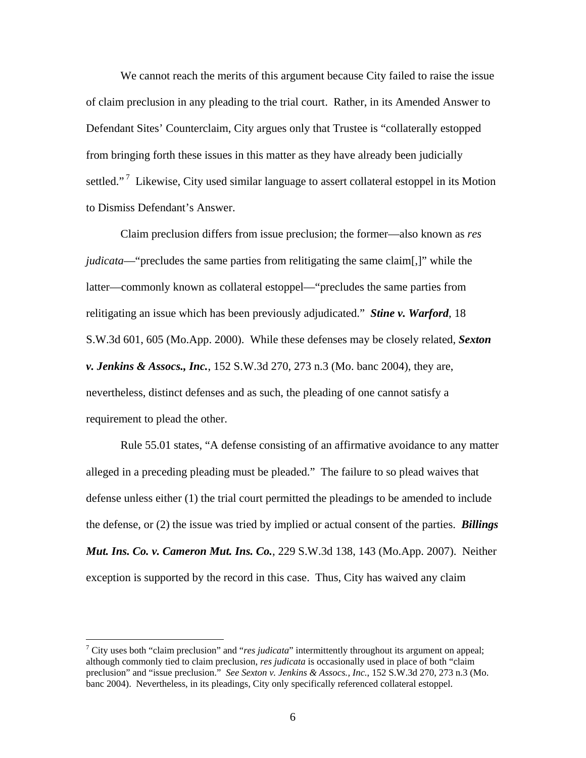We cannot reach the merits of this argument because City failed to raise the issue of claim preclusion in any pleading to the trial court. Rather, in its Amended Answer to Defendant Sites' Counterclaim, City argues only that Trustee is "collaterally estopped from bringing forth these issues in this matter as they have already been judicially settled."[7] Likewise, City used similar language to assert collateral estoppel in its Motion to Dismiss Defendant's Answer.

Claim preclusion differs from issue preclusion; the former—also known as *res judicata*—"precludes the same parties from relitigating the same claim[,]" while the latter—commonly known as collateral estoppel—"precludes the same parties from relitigating an issue which has been previously adjudicated." ***Stine v. Warford***, 18 S.W.3d 601, 605 (Mo.App. 2000). While these defenses may be closely related, ***Sexton v. Jenkins & Assocs., Inc.***, 152 S.W.3d 270, 273 n.3 (Mo. banc 2004), they are, nevertheless, distinct defenses and as such, the pleading of one cannot satisfy a requirement to plead the other.

Rule 55.01 states, "A defense consisting of an affirmative avoidance to any matter alleged in a preceding pleading must be pleaded." The failure to so plead waives that defense unless either (1) the trial court permitted the pleadings to be amended to include the defense, or (2) the issue was tried by implied or actual consent of the parties. ***Billings Mut. Ins. Co. v. Cameron Mut. Ins. Co.***, 229 S.W.3d 138, 143 (Mo.App. 2007). Neither exception is supported by the record in this case. Thus, City has waived any claim

---

[7] City uses both "claim preclusion" and "*res judicata*" intermittently throughout its argument on appeal; although commonly tied to claim preclusion, *res judicata* is occasionally used in place of both "claim preclusion" and "issue preclusion." *See Sexton v. Jenkins & Assocs., Inc.*, 152 S.W.3d 270, 273 n.3 (Mo. banc 2004). Nevertheless, in its pleadings, City only specifically referenced collateral estoppel.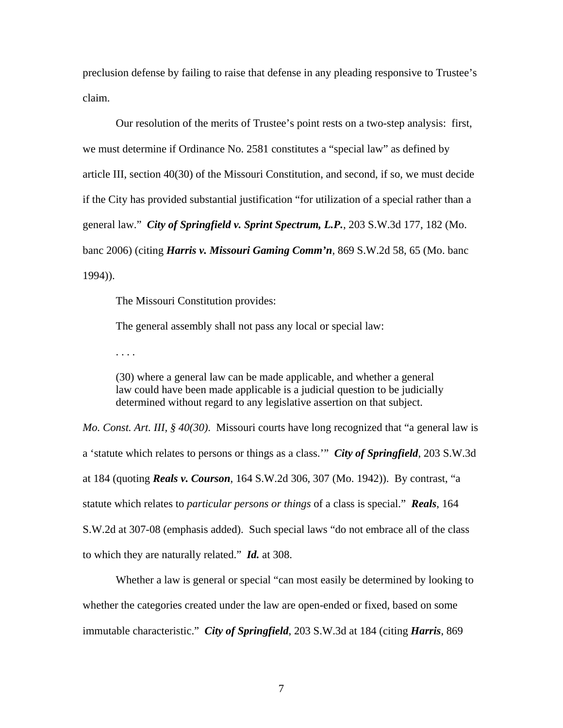preclusion defense by failing to raise that defense in any pleading responsive to Trustee's claim.

Our resolution of the merits of Trustee's point rests on a two-step analysis: first, we must determine if Ordinance No. 2581 constitutes a "special law" as defined by article III, section 40(30) of the Missouri Constitution, and second, if so, we must decide if the City has provided substantial justification "for utilization of a special rather than a general law." ***City of Springfield v. Sprint Spectrum, L.P.***, 203 S.W.3d 177, 182 (Mo. banc 2006) (citing ***Harris v. Missouri Gaming Comm'n***, 869 S.W.2d 58, 65 (Mo. banc 1994)).

The Missouri Constitution provides:

> The general assembly shall not pass any local or special law:
>
> . . . .
>
> (30) where a general law can be made applicable, and whether a general law could have been made applicable is a judicial question to be judicially determined without regard to any legislative assertion on that subject.

*Mo. Const. Art. III, § 40(30)*. Missouri courts have long recognized that "a general law is a 'statute which relates to persons or things as a class.'" ***City of Springfield***, 203 S.W.3d at 184 (quoting ***Reals v. Courson***, 164 S.W.2d 306, 307 (Mo. 1942)). By contrast, "a statute which relates to *particular persons or things* of a class is special." ***Reals***, 164 S.W.2d at 307-08 (emphasis added). Such special laws "do not embrace all of the class to which they are naturally related." ***Id.*** at 308.

Whether a law is general or special "can most easily be determined by looking to whether the categories created under the law are open-ended or fixed, based on some immutable characteristic." ***City of Springfield***, 203 S.W.3d at 184 (citing ***Harris***, 869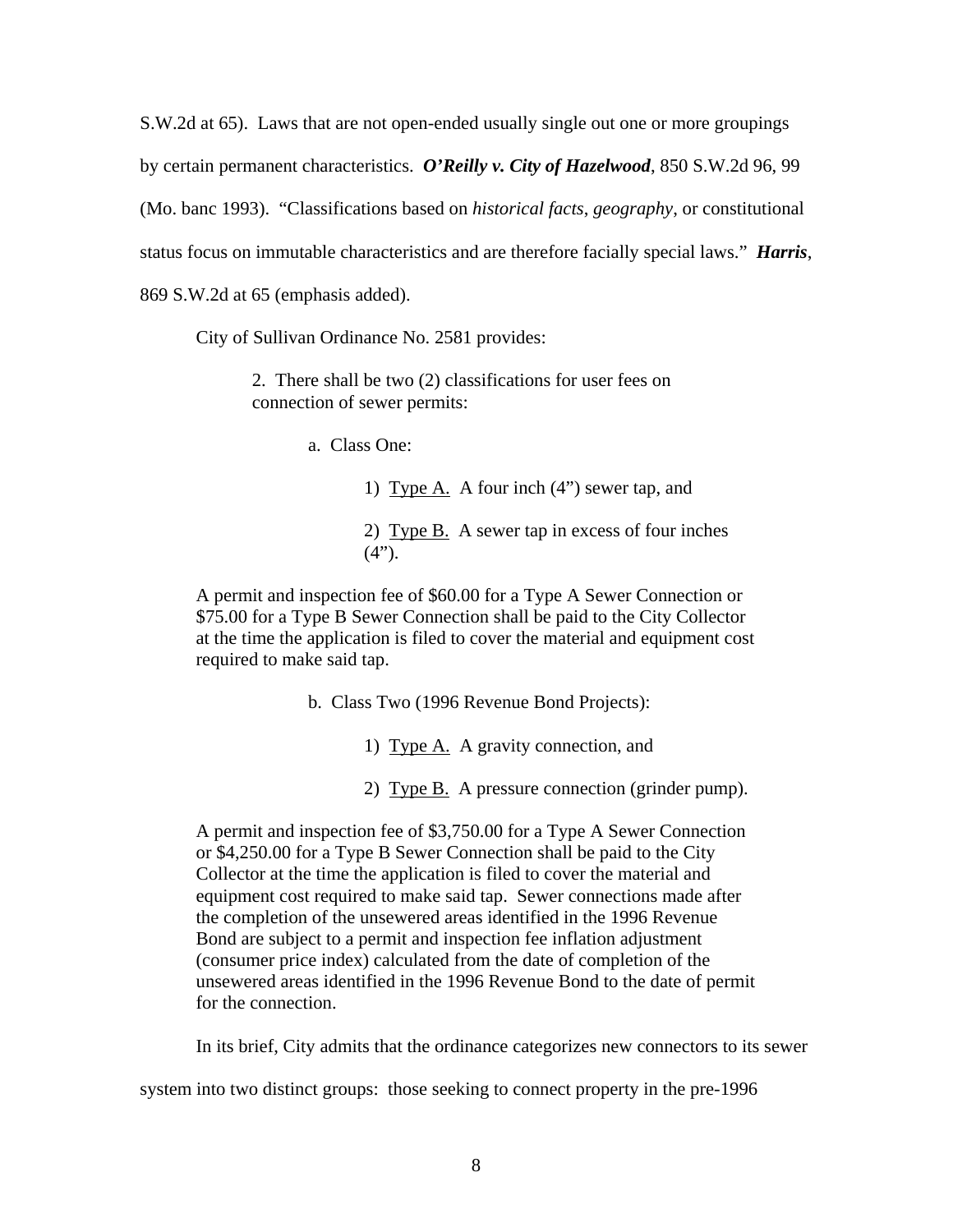S.W.2d at 65). Laws that are not open-ended usually single out one or more groupings by certain permanent characteristics. ***O'Reilly v. City of Hazelwood***, 850 S.W.2d 96, 99 (Mo. banc 1993). "Classifications based on *historical facts*, *geography*, or constitutional status focus on immutable characteristics and are therefore facially special laws." ***Harris***, 869 S.W.2d at 65 (emphasis added).

City of Sullivan Ordinance No. 2581 provides:

> 2. There shall be two (2) classifications for user fees on connection of sewer permits:
>
> a. Class One:
>
> 1) Type A. A four inch (4") sewer tap, and
>
> 2) Type B. A sewer tap in excess of four inches (4").
>
> A permit and inspection fee of $60.00 for a Type A Sewer Connection or $75.00 for a Type B Sewer Connection shall be paid to the City Collector at the time the application is filed to cover the material and equipment cost required to make said tap.
>
> b. Class Two (1996 Revenue Bond Projects):
>
> 1) Type A. A gravity connection, and
>
> 2) Type B. A pressure connection (grinder pump).
>
> A permit and inspection fee of $3,750.00 for a Type A Sewer Connection or $4,250.00 for a Type B Sewer Connection shall be paid to the City Collector at the time the application is filed to cover the material and equipment cost required to make said tap. Sewer connections made after the completion of the unsewered areas identified in the 1996 Revenue Bond are subject to a permit and inspection fee inflation adjustment (consumer price index) calculated from the date of completion of the unsewered areas identified in the 1996 Revenue Bond to the date of permit for the connection.

In its brief, City admits that the ordinance categorizes new connectors to its sewer system into two distinct groups: those seeking to connect property in the pre-1996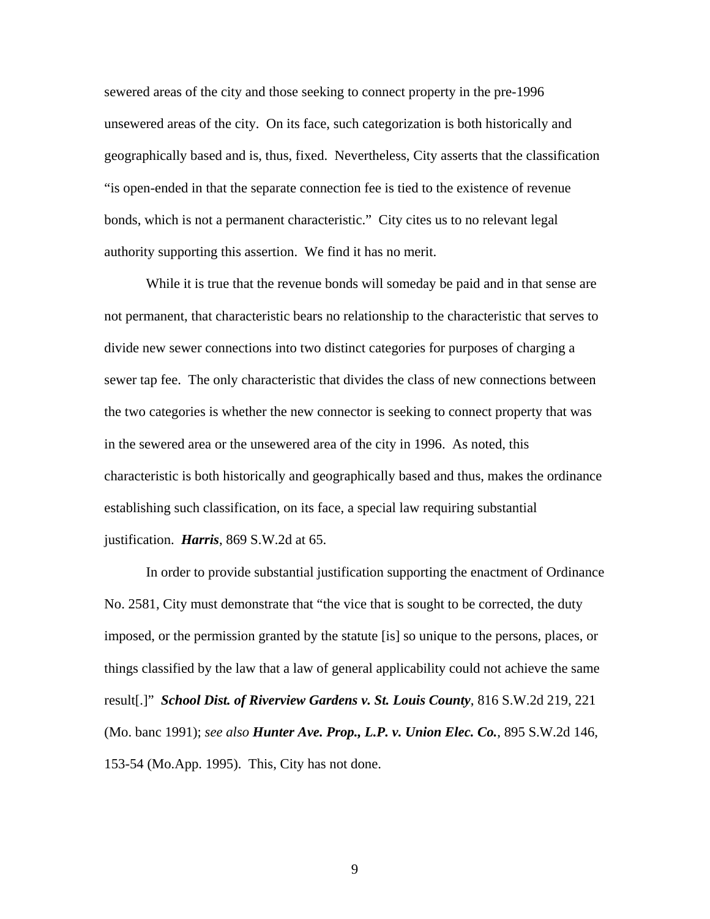sewered areas of the city and those seeking to connect property in the pre-1996 unsewered areas of the city. On its face, such categorization is both historically and geographically based and is, thus, fixed. Nevertheless, City asserts that the classification "is open-ended in that the separate connection fee is tied to the existence of revenue bonds, which is not a permanent characteristic." City cites us to no relevant legal authority supporting this assertion. We find it has no merit.

While it is true that the revenue bonds will someday be paid and in that sense are not permanent, that characteristic bears no relationship to the characteristic that serves to divide new sewer connections into two distinct categories for purposes of charging a sewer tap fee. The only characteristic that divides the class of new connections between the two categories is whether the new connector is seeking to connect property that was in the sewered area or the unsewered area of the city in 1996. As noted, this characteristic is both historically and geographically based and thus, makes the ordinance establishing such classification, on its face, a special law requiring substantial justification. ***Harris***, 869 S.W.2d at 65.

In order to provide substantial justification supporting the enactment of Ordinance No. 2581, City must demonstrate that "the vice that is sought to be corrected, the duty imposed, or the permission granted by the statute [is] so unique to the persons, places, or things classified by the law that a law of general applicability could not achieve the same result[.]" ***School Dist. of Riverview Gardens v. St. Louis County***, 816 S.W.2d 219, 221 (Mo. banc 1991); *see also* ***Hunter Ave. Prop., L.P. v. Union Elec. Co.***, 895 S.W.2d 146, 153-54 (Mo.App. 1995). This, City has not done.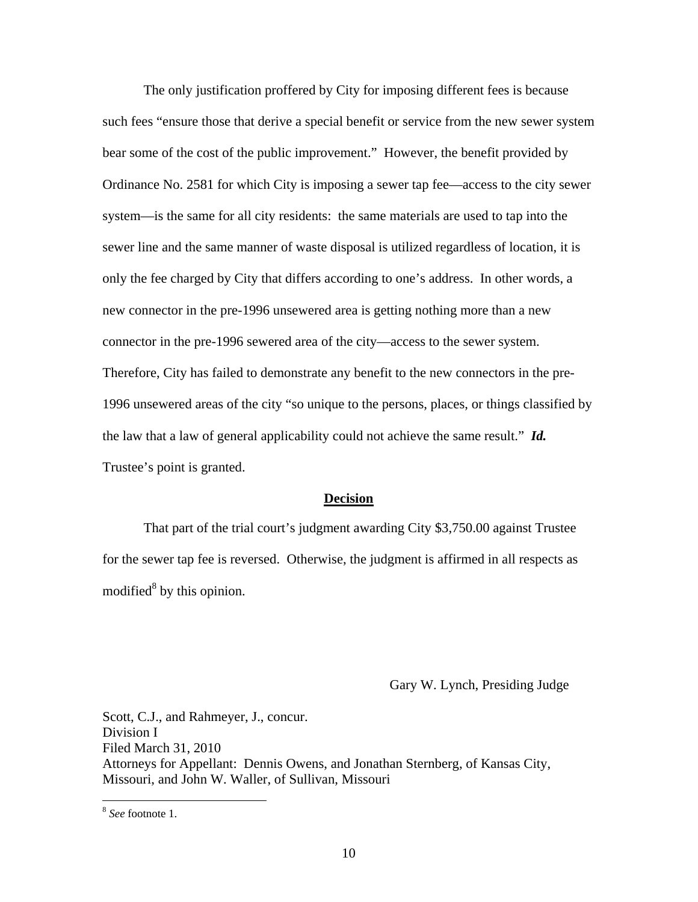The only justification proffered by City for imposing different fees is because such fees "ensure those that derive a special benefit or service from the new sewer system bear some of the cost of the public improvement." However, the benefit provided by Ordinance No. 2581 for which City is imposing a sewer tap fee—access to the city sewer system—is the same for all city residents: the same materials are used to tap into the sewer line and the same manner of waste disposal is utilized regardless of location, it is only the fee charged by City that differs according to one's address. In other words, a new connector in the pre-1996 unsewered area is getting nothing more than a new connector in the pre-1996 sewered area of the city—access to the sewer system. Therefore, City has failed to demonstrate any benefit to the new connectors in the pre-1996 unsewered areas of the city "so unique to the persons, places, or things classified by the law that a law of general applicability could not achieve the same result." ***Id.*** Trustee's point is granted.

## Decision

That part of the trial court's judgment awarding City $3,750.00 against Trustee for the sewer tap fee is reversed. Otherwise, the judgment is affirmed in all respects as modified[8] by this opinion.

Gary W. Lynch, Presiding Judge

Scott, C.J., and Rahmeyer, J., concur.
Division I
Filed March 31, 2010
Attorneys for Appellant: Dennis Owens, and Jonathan Sternberg, of Kansas City, Missouri, and John W. Waller, of Sullivan, Missouri

---

[8] *See* footnote 1.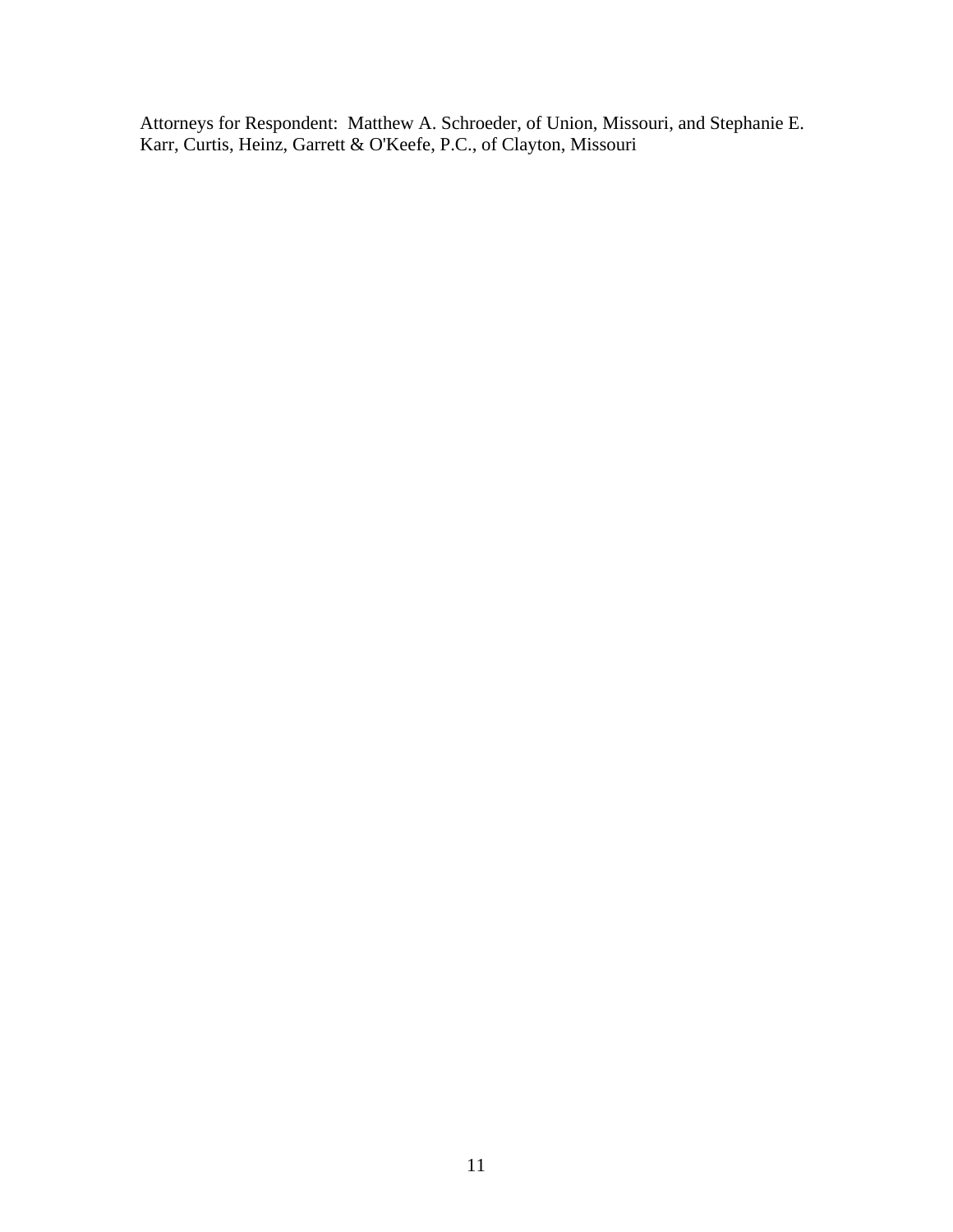Attorneys for Respondent: Matthew A. Schroeder, of Union, Missouri, and Stephanie E. Karr, Curtis, Heinz, Garrett & O'Keefe, P.C., of Clayton, Missouri